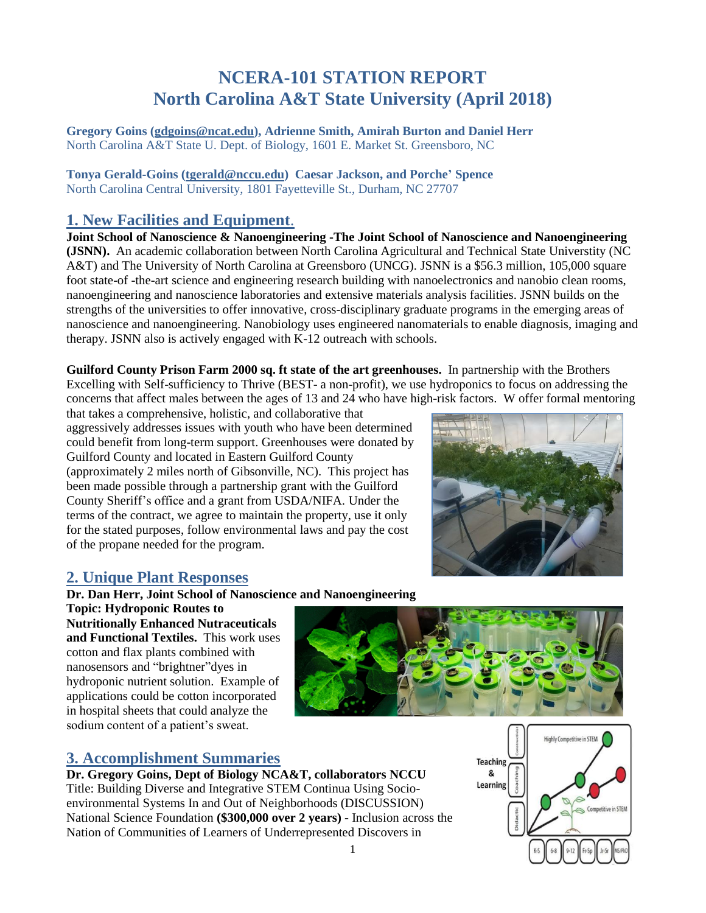# NCERA-101 STATION REPORT
# North Carolina A&T State University (April 2018)

**Gregory Goins (gdgoins@ncat.edu), Adrienne Smith, Amirah Burton and Daniel Herr**
North Carolina A&T State U. Dept. of Biology, 1601 E. Market St. Greensboro, NC

**Tonya Gerald-Goins (tgerald@nccu.edu) Caesar Jackson, and Porche' Spence**
North Carolina Central University, 1801 Fayetteville St., Durham, NC 27707

## 1. New Facilities and Equipment.

**Joint School of Nanoscience & Nanoengineering -The Joint School of Nanoscience and Nanoengineering (JSNN).** An academic collaboration between North Carolina Agricultural and Technical State Universtity (NC A&T) and The University of North Carolina at Greensboro (UNCG). JSNN is a $56.3 million, 105,000 square foot state-of -the-art science and engineering research building with nanoelectronics and nanobio clean rooms, nanoengineering and nanoscience laboratories and extensive materials analysis facilities. JSNN builds on the strengths of the universities to offer innovative, cross-disciplinary graduate programs in the emerging areas of nanoscience and nanoengineering. Nanobiology uses engineered nanomaterials to enable diagnosis, imaging and therapy. JSNN also is actively engaged with K-12 outreach with schools.

**Guilford County Prison Farm 2000 sq. ft state of the art greenhouses.** In partnership with the Brothers Excelling with Self-sufficiency to Thrive (BEST- a non-profit), we use hydroponics to focus on addressing the concerns that affect males between the ages of 13 and 24 who have high-risk factors. W offer formal mentoring that takes a comprehensive, holistic, and collaborative that aggressively addresses issues with youth who have been determined could benefit from long-term support. Greenhouses were donated by Guilford County and located in Eastern Guilford County (approximately 2 miles north of Gibsonville, NC). This project has been made possible through a partnership grant with the Guilford County Sheriff's office and a grant from USDA/NIFA. Under the terms of the contract, we agree to maintain the property, use it only for the stated purposes, follow environmental laws and pay the cost of the propane needed for the program.

## 2. Unique Plant Responses

**Dr. Dan Herr, Joint School of Nanoscience and Nanoengineering**
**Topic: Hydroponic Routes to Nutritionally Enhanced Nutraceuticals and Functional Textiles.** This work uses cotton and flax plants combined with nanosensors and "brightner"dyes in hydroponic nutrient solution. Example of applications could be cotton incorporated in hospital sheets that could analyze the sodium content of a patient's sweat.

## 3. Accomplishment Summaries

**Dr. Gregory Goins, Dept of Biology NCA&T, collaborators NCCU**
Title: Building Diverse and Integrative STEM Continua Using Socio-environmental Systems In and Out of Neighborhoods (DISCUSSION) National Science Foundation **($300,000 over 2 years)** - Inclusion across the Nation of Communities of Learners of Underrepresented Discovers in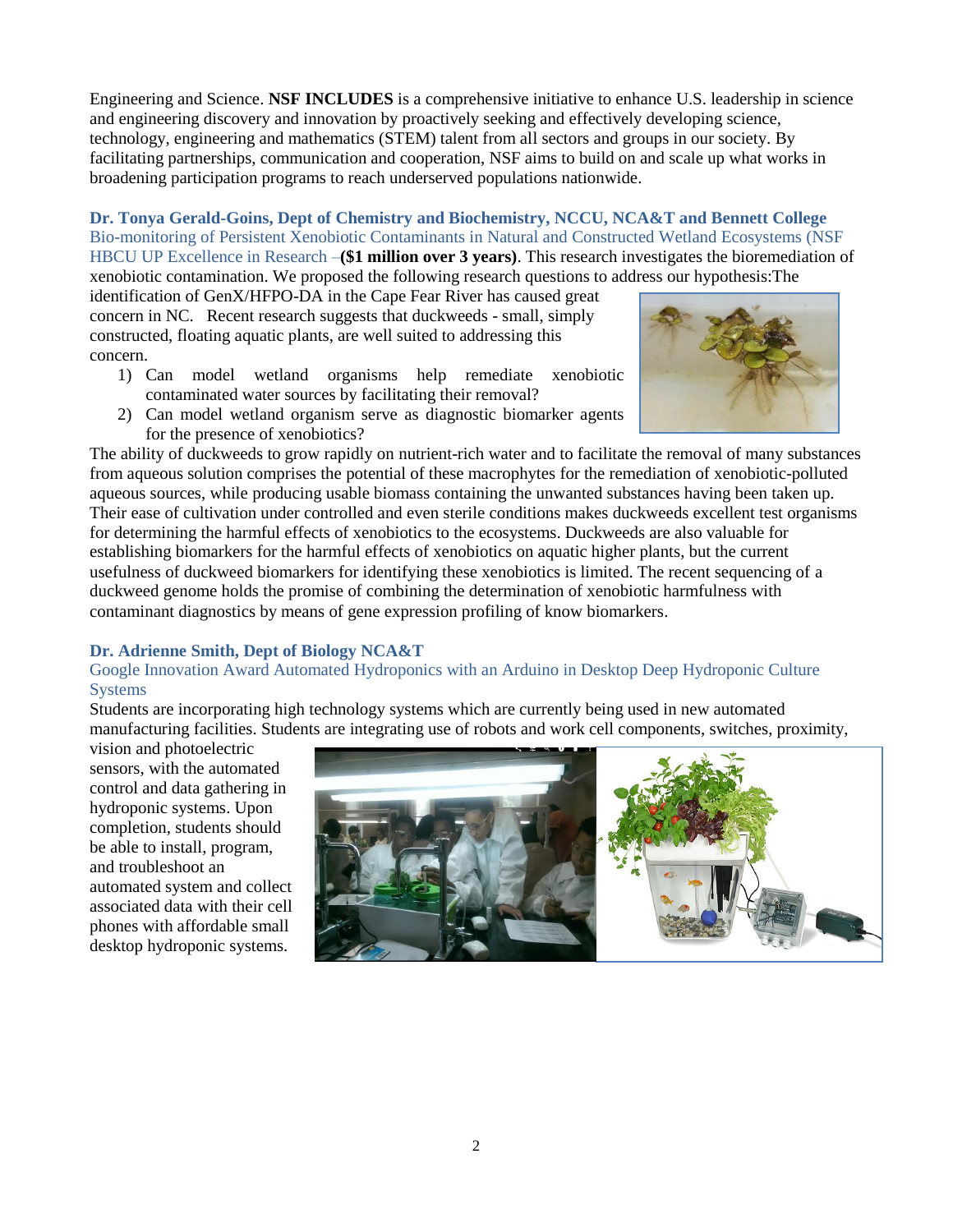Engineering and Science. **NSF INCLUDES** is a comprehensive initiative to enhance U.S. leadership in science and engineering discovery and innovation by proactively seeking and effectively developing science, technology, engineering and mathematics (STEM) talent from all sectors and groups in our society. By facilitating partnerships, communication and cooperation, NSF aims to build on and scale up what works in broadening participation programs to reach underserved populations nationwide.

**Dr. Tonya Gerald-Goins, Dept of Chemistry and Biochemistry, NCCU, NCA&T and Bennett College**
Bio-monitoring of Persistent Xenobiotic Contaminants in Natural and Constructed Wetland Ecosystems (NSF HBCU UP Excellence in Research –**($1 million over 3 years)**. This research investigates the bioremediation of xenobiotic contamination. We proposed the following research questions to address our hypothesis:The identification of GenX/HFPO-DA in the Cape Fear River has caused great concern in NC. Recent research suggests that duckweeds - small, simply constructed, floating aquatic plants, are well suited to addressing this concern.

1) Can model wetland organisms help remediate xenobiotic contaminated water sources by facilitating their removal?
2) Can model wetland organism serve as diagnostic biomarker agents for the presence of xenobiotics?

The ability of duckweeds to grow rapidly on nutrient-rich water and to facilitate the removal of many substances from aqueous solution comprises the potential of these macrophytes for the remediation of xenobiotic-polluted aqueous sources, while producing usable biomass containing the unwanted substances having been taken up. Their ease of cultivation under controlled and even sterile conditions makes duckweeds excellent test organisms for determining the harmful effects of xenobiotics to the ecosystems. Duckweeds are also valuable for establishing biomarkers for the harmful effects of xenobiotics on aquatic higher plants, but the current usefulness of duckweed biomarkers for identifying these xenobiotics is limited. The recent sequencing of a duckweed genome holds the promise of combining the determination of xenobiotic harmfulness with contaminant diagnostics by means of gene expression profiling of know biomarkers.

**Dr. Adrienne Smith, Dept of Biology NCA&T**
Google Innovation Award Automated Hydroponics with an Arduino in Desktop Deep Hydroponic Culture Systems

Students are incorporating high technology systems which are currently being used in new automated manufacturing facilities. Students are integrating use of robots and work cell components, switches, proximity, vision and photoelectric sensors, with the automated control and data gathering in hydroponic systems. Upon completion, students should be able to install, program, and troubleshoot an automated system and collect associated data with their cell phones with affordable small desktop hydroponic systems.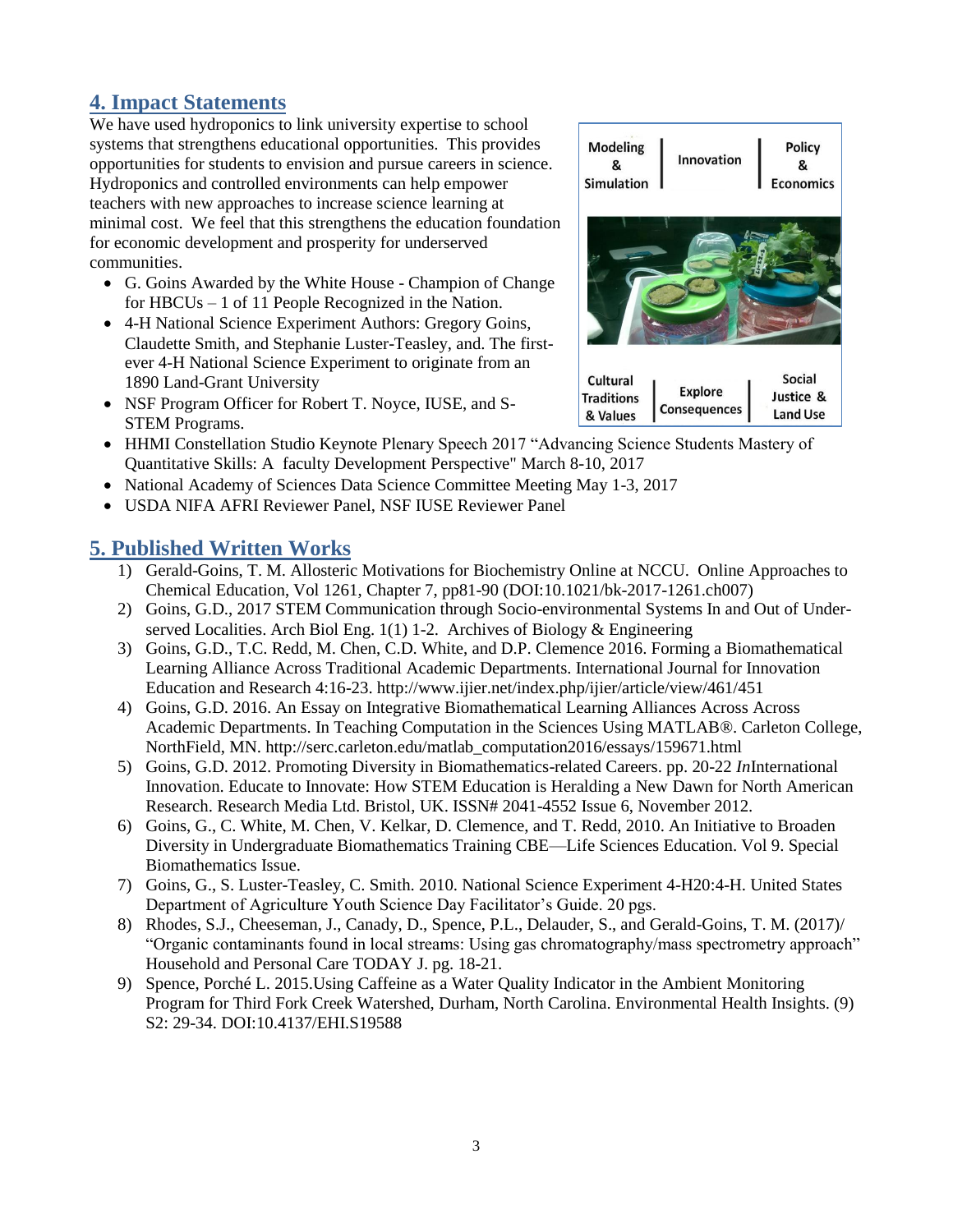## 4. Impact Statements

We have used hydroponics to link university expertise to school systems that strengthens educational opportunities. This provides opportunities for students to envision and pursue careers in science. Hydroponics and controlled environments can help empower teachers with new approaches to increase science learning at minimal cost. We feel that this strengthens the education foundation for economic development and prosperity for underserved communities.

Modeling & Simulation

Innovation

Policy & Economics

Cultural Traditions & Values

Explore Consequences

Social Justice & Land Use

- G. Goins Awarded by the White House - Champion of Change for HBCUs – 1 of 11 People Recognized in the Nation.
- 4-H National Science Experiment Authors: Gregory Goins, Claudette Smith, and Stephanie Luster-Teasley, and. The first-ever 4-H National Science Experiment to originate from an 1890 Land-Grant University
- NSF Program Officer for Robert T. Noyce, IUSE, and S-STEM Programs.
- HHMI Constellation Studio Keynote Plenary Speech 2017 "Advancing Science Students Mastery of Quantitative Skills: A faculty Development Perspective" March 8-10, 2017
- National Academy of Sciences Data Science Committee Meeting May 1-3, 2017
- USDA NIFA AFRI Reviewer Panel, NSF IUSE Reviewer Panel

## 5. Published Written Works

1) Gerald-Goins, T. M. Allosteric Motivations for Biochemistry Online at NCCU. Online Approaches to Chemical Education, Vol 1261, Chapter 7, pp81-90 (DOI:10.1021/bk-2017-1261.ch007)
2) Goins, G.D., 2017 STEM Communication through Socio-environmental Systems In and Out of Under-served Localities. Arch Biol Eng. 1(1) 1-2. Archives of Biology & Engineering
3) Goins, G.D., T.C. Redd, M. Chen, C.D. White, and D.P. Clemence 2016. Forming a Biomathematical Learning Alliance Across Traditional Academic Departments. International Journal for Innovation Education and Research 4:16-23. http://www.ijier.net/index.php/ijier/article/view/461/451
4) Goins, G.D. 2016. An Essay on Integrative Biomathematical Learning Alliances Across Across Academic Departments. In Teaching Computation in the Sciences Using MATLAB®. Carleton College, NorthField, MN. http://serc.carleton.edu/matlab_computation2016/essays/159671.html
5) Goins, G.D. 2012. Promoting Diversity in Biomathematics-related Careers. pp. 20-22 *In*International Innovation. Educate to Innovate: How STEM Education is Heralding a New Dawn for North American Research. Research Media Ltd. Bristol, UK. ISSN# 2041-4552 Issue 6, November 2012.
6) Goins, G., C. White, M. Chen, V. Kelkar, D. Clemence, and T. Redd, 2010. An Initiative to Broaden Diversity in Undergraduate Biomathematics Training CBE—Life Sciences Education. Vol 9. Special Biomathematics Issue.
7) Goins, G., S. Luster-Teasley, C. Smith. 2010. National Science Experiment 4-H20:4-H. United States Department of Agriculture Youth Science Day Facilitator's Guide. 20 pgs.
8) Rhodes, S.J., Cheeseman, J., Canady, D., Spence, P.L., Delauder, S., and Gerald-Goins, T. M. (2017)/ "Organic contaminants found in local streams: Using gas chromatography/mass spectrometry approach" Household and Personal Care TODAY J. pg. 18-21.
9) Spence, Porché L. 2015.Using Caffeine as a Water Quality Indicator in the Ambient Monitoring Program for Third Fork Creek Watershed, Durham, North Carolina. Environmental Health Insights. (9) S2: 29-34. DOI:10.4137/EHI.S19588